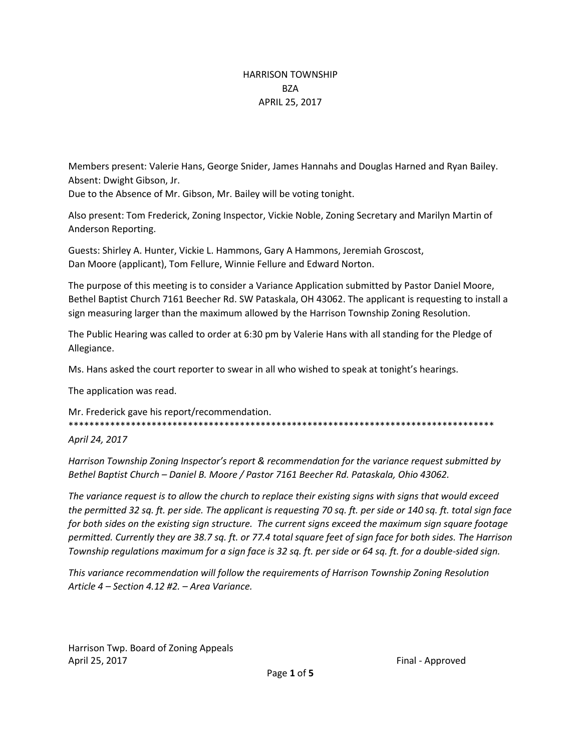# HARRISON TOWNSHIP
# BZA
# APRIL 25, 2017

Members present: Valerie Hans, George Snider, James Hannahs and Douglas Harned and Ryan Bailey.
Absent: Dwight Gibson, Jr.
Due to the Absence of Mr. Gibson, Mr. Bailey will be voting tonight.

Also present: Tom Frederick, Zoning Inspector, Vickie Noble, Zoning Secretary and Marilyn Martin of Anderson Reporting.

Guests: Shirley A. Hunter, Vickie L. Hammons, Gary A Hammons, Jeremiah Groscost, Dan Moore (applicant), Tom Fellure, Winnie Fellure and Edward Norton.

The purpose of this meeting is to consider a Variance Application submitted by Pastor Daniel Moore, Bethel Baptist Church 7161 Beecher Rd. SW Pataskala, OH 43062. The applicant is requesting to install a sign measuring larger than the maximum allowed by the Harrison Township Zoning Resolution.

The Public Hearing was called to order at 6:30 pm by Valerie Hans with all standing for the Pledge of Allegiance.

Ms. Hans asked the court reporter to swear in all who wished to speak at tonight's hearings.

The application was read.

Mr. Frederick gave his report/recommendation.

***************************************************************************************

*April 24, 2017*

*Harrison Township Zoning Inspector's report & recommendation for the variance request submitted by Bethel Baptist Church – Daniel B. Moore / Pastor 7161 Beecher Rd. Pataskala, Ohio 43062.*

*The variance request is to allow the church to replace their existing signs with signs that would exceed the permitted 32 sq. ft. per side. The applicant is requesting 70 sq. ft. per side or 140 sq. ft. total sign face for both sides on the existing sign structure. The current signs exceed the maximum sign square footage permitted. Currently they are 38.7 sq. ft. or 77.4 total square feet of sign face for both sides. The Harrison Township regulations maximum for a sign face is 32 sq. ft. per side or 64 sq. ft. for a double-sided sign.*

*This variance recommendation will follow the requirements of Harrison Township Zoning Resolution Article 4 – Section 4.12 #2. – Area Variance.*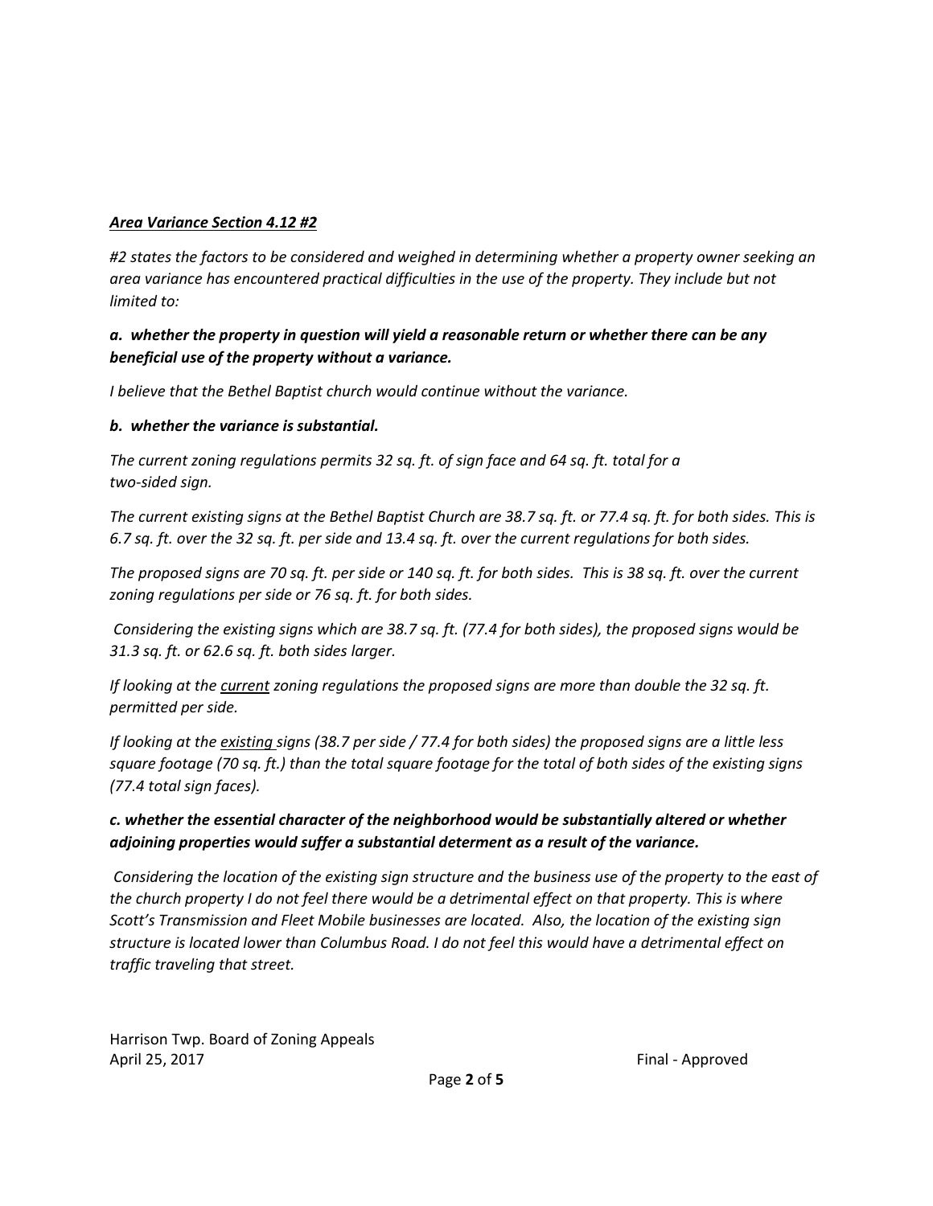***<u>Area Variance Section 4.12 #2</u>***

*#2 states the factors to be considered and weighed in determining whether a property owner seeking an area variance has encountered practical difficulties in the use of the property. They include but not limited to:*

***a. whether the property in question will yield a reasonable return or whether there can be any beneficial use of the property without a variance.***

*I believe that the Bethel Baptist church would continue without the variance.*

***b. whether the variance is substantial.***

*The current zoning regulations permits 32 sq. ft. of sign face and 64 sq. ft. total for a two-sided sign.*

*The current existing signs at the Bethel Baptist Church are 38.7 sq. ft. or 77.4 sq. ft. for both sides. This is 6.7 sq. ft. over the 32 sq. ft. per side and 13.4 sq. ft. over the current regulations for both sides.*

*The proposed signs are 70 sq. ft. per side or 140 sq. ft. for both sides. This is 38 sq. ft. over the current zoning regulations per side or 76 sq. ft. for both sides.*

*Considering the existing signs which are 38.7 sq. ft. (77.4 for both sides), the proposed signs would be 31.3 sq. ft. or 62.6 sq. ft. both sides larger.*

*If looking at the <u>current</u> zoning regulations the proposed signs are more than double the 32 sq. ft. permitted per side.*

*If looking at the <u>existing</u> signs (38.7 per side / 77.4 for both sides) the proposed signs are a little less square footage (70 sq. ft.) than the total square footage for the total of both sides of the existing signs (77.4 total sign faces).*

***c. whether the essential character of the neighborhood would be substantially altered or whether adjoining properties would suffer a substantial determent as a result of the variance.***

*Considering the location of the existing sign structure and the business use of the property to the east of the church property I do not feel there would be a detrimental effect on that property. This is where Scott's Transmission and Fleet Mobile businesses are located. Also, the location of the existing sign structure is located lower than Columbus Road. I do not feel this would have a detrimental effect on traffic traveling that street.*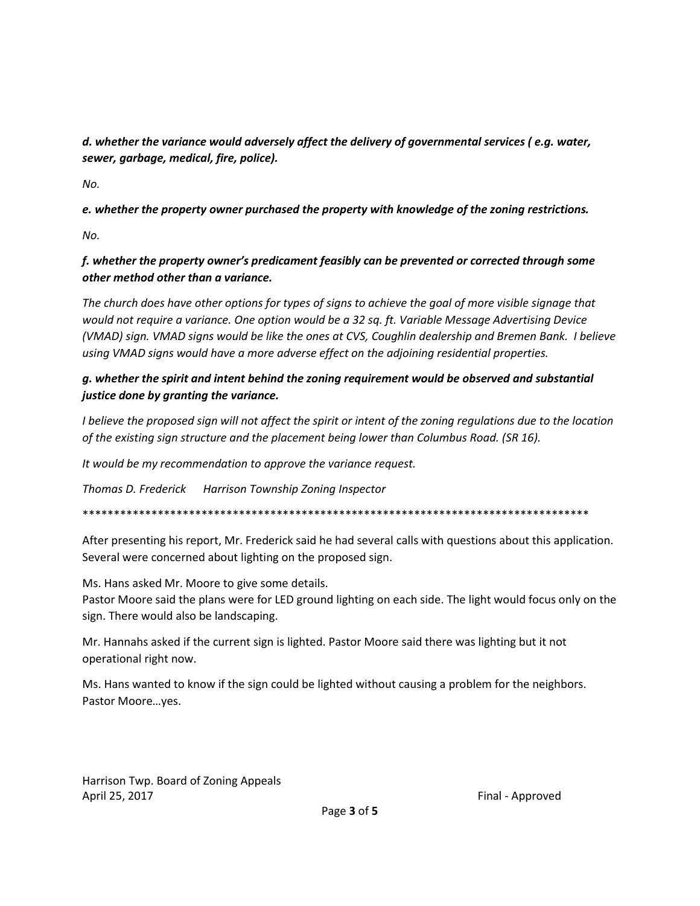***d. whether the variance would adversely affect the delivery of governmental services ( e.g. water, sewer, garbage, medical, fire, police).***

*No.*

***e. whether the property owner purchased the property with knowledge of the zoning restrictions.***

*No.*

***f. whether the property owner's predicament feasibly can be prevented or corrected through some other method other than a variance.***

*The church does have other options for types of signs to achieve the goal of more visible signage that would not require a variance. One option would be a 32 sq. ft. Variable Message Advertising Device (VMAD) sign. VMAD signs would be like the ones at CVS, Coughlin dealership and Bremen Bank. I believe using VMAD signs would have a more adverse effect on the adjoining residential properties.*

***g. whether the spirit and intent behind the zoning requirement would be observed and substantial justice done by granting the variance.***

*I believe the proposed sign will not affect the spirit or intent of the zoning regulations due to the location of the existing sign structure and the placement being lower than Columbus Road. (SR 16).*

*It would be my recommendation to approve the variance request.*

*Thomas D. Frederick Harrison Township Zoning Inspector*

*************************************************************************************

After presenting his report, Mr. Frederick said he had several calls with questions about this application. Several were concerned about lighting on the proposed sign.

Ms. Hans asked Mr. Moore to give some details.
Pastor Moore said the plans were for LED ground lighting on each side. The light would focus only on the sign. There would also be landscaping.

Mr. Hannahs asked if the current sign is lighted. Pastor Moore said there was lighting but it not operational right now.

Ms. Hans wanted to know if the sign could be lighted without causing a problem for the neighbors. Pastor Moore…yes.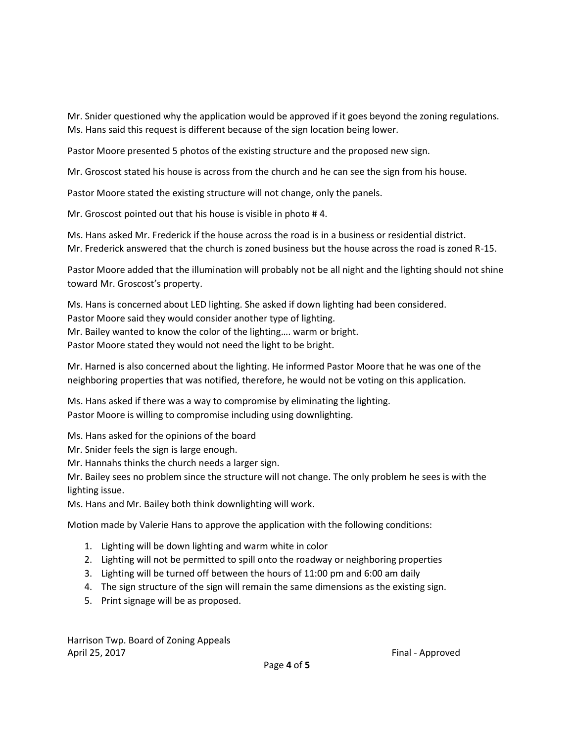Mr. Snider questioned why the application would be approved if it goes beyond the zoning regulations.
Ms. Hans said this request is different because of the sign location being lower.

Pastor Moore presented 5 photos of the existing structure and the proposed new sign.

Mr. Groscost stated his house is across from the church and he can see the sign from his house.

Pastor Moore stated the existing structure will not change, only the panels.

Mr. Groscost pointed out that his house is visible in photo # 4.

Ms. Hans asked Mr. Frederick if the house across the road is in a business or residential district.
Mr. Frederick answered that the church is zoned business but the house across the road is zoned R-15.

Pastor Moore added that the illumination will probably not be all night and the lighting should not shine toward Mr. Groscost's property.

Ms. Hans is concerned about LED lighting. She asked if down lighting had been considered.
Pastor Moore said they would consider another type of lighting.
Mr. Bailey wanted to know the color of the lighting…. warm or bright.
Pastor Moore stated they would not need the light to be bright.

Mr. Harned is also concerned about the lighting. He informed Pastor Moore that he was one of the neighboring properties that was notified, therefore, he would not be voting on this application.

Ms. Hans asked if there was a way to compromise by eliminating the lighting.
Pastor Moore is willing to compromise including using downlighting.

Ms. Hans asked for the opinions of the board
Mr. Snider feels the sign is large enough.
Mr. Hannahs thinks the church needs a larger sign.
Mr. Bailey sees no problem since the structure will not change. The only problem he sees is with the lighting issue.
Ms. Hans and Mr. Bailey both think downlighting will work.

Motion made by Valerie Hans to approve the application with the following conditions:

1. Lighting will be down lighting and warm white in color
2. Lighting will not be permitted to spill onto the roadway or neighboring properties
3. Lighting will be turned off between the hours of 11:00 pm and 6:00 am daily
4. The sign structure of the sign will remain the same dimensions as the existing sign.
5. Print signage will be as proposed.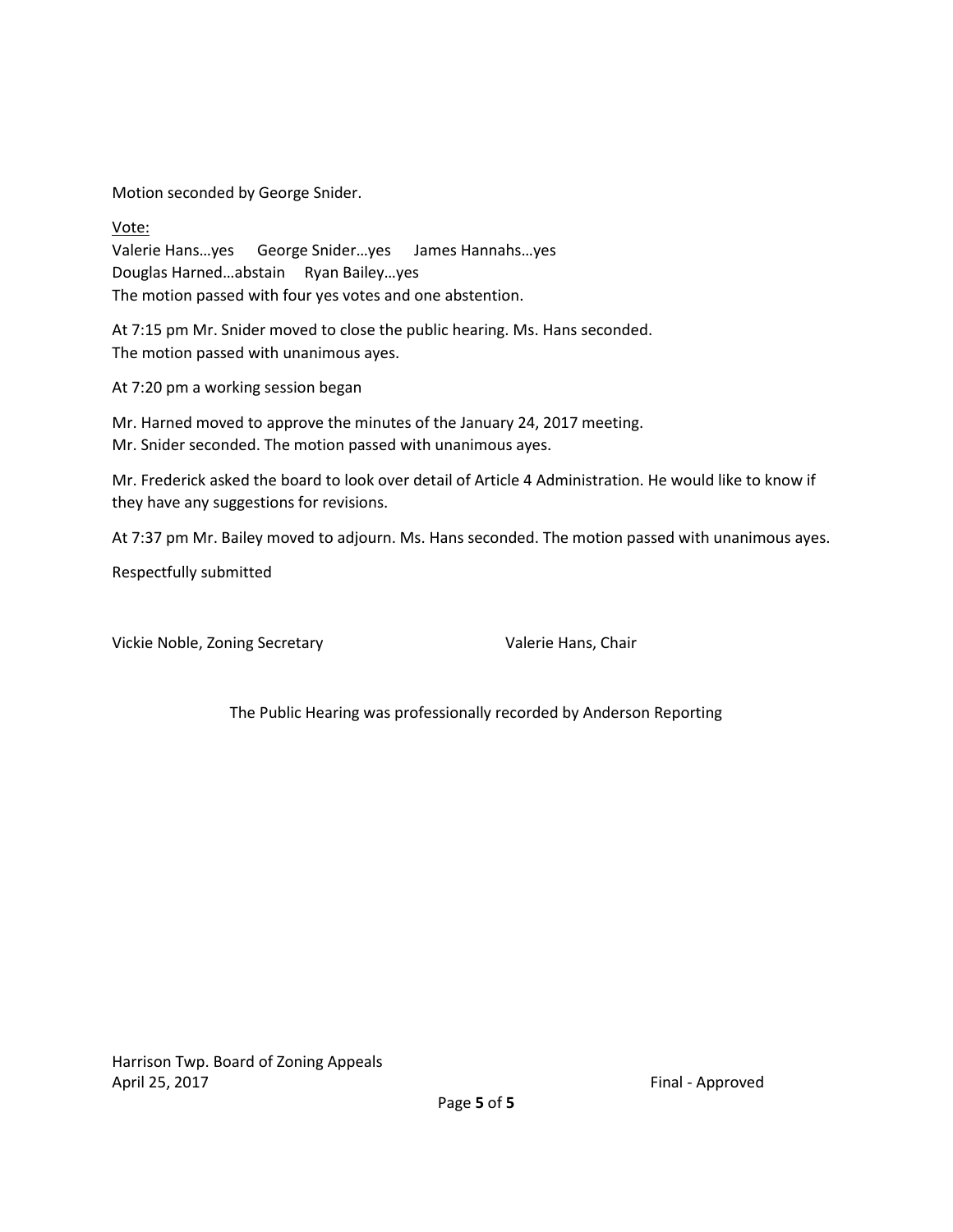Motion seconded by George Snider.

Vote:

Valerie Hans…yes George Snider…yes James Hannahs…yes
Douglas Harned…abstain Ryan Bailey…yes
The motion passed with four yes votes and one abstention.

At 7:15 pm Mr. Snider moved to close the public hearing. Ms. Hans seconded.
The motion passed with unanimous ayes.

At 7:20 pm a working session began

Mr. Harned moved to approve the minutes of the January 24, 2017 meeting.
Mr. Snider seconded. The motion passed with unanimous ayes.

Mr. Frederick asked the board to look over detail of Article 4 Administration. He would like to know if they have any suggestions for revisions.

At 7:37 pm Mr. Bailey moved to adjourn. Ms. Hans seconded. The motion passed with unanimous ayes.

Respectfully submitted

Vickie Noble, Zoning Secretary Valerie Hans, Chair

The Public Hearing was professionally recorded by Anderson Reporting